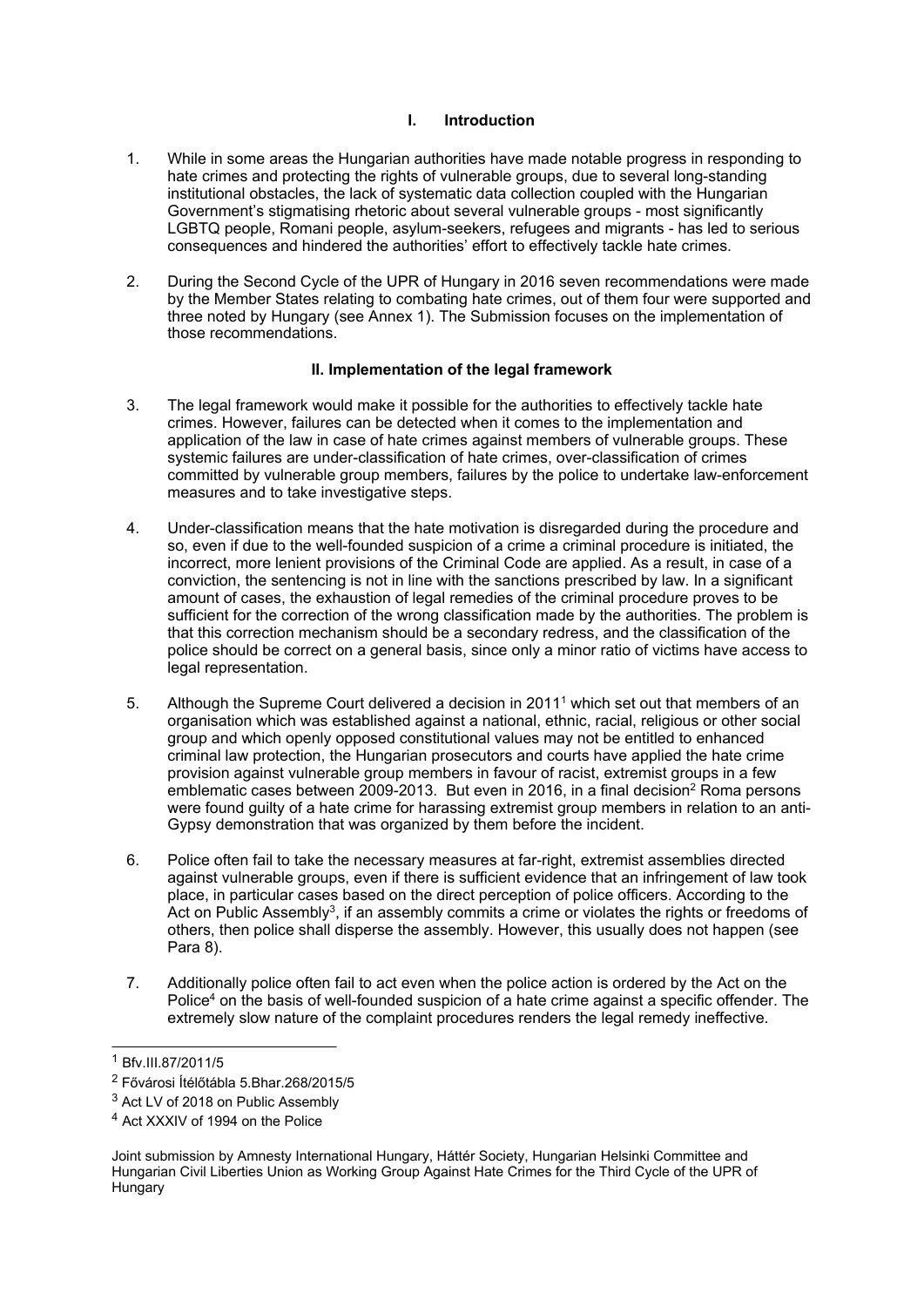## I. Introduction

1. While in some areas the Hungarian authorities have made notable progress in responding to hate crimes and protecting the rights of vulnerable groups, due to several long-standing institutional obstacles, the lack of systematic data collection coupled with the Hungarian Government's stigmatising rhetoric about several vulnerable groups - most significantly LGBTQ people, Romani people, asylum-seekers, refugees and migrants - has led to serious consequences and hindered the authorities' effort to effectively tackle hate crimes.

2. During the Second Cycle of the UPR of Hungary in 2016 seven recommendations were made by the Member States relating to combating hate crimes, out of them four were supported and three noted by Hungary (see Annex 1). The Submission focuses on the implementation of those recommendations.

## II. Implementation of the legal framework

3. The legal framework would make it possible for the authorities to effectively tackle hate crimes. However, failures can be detected when it comes to the implementation and application of the law in case of hate crimes against members of vulnerable groups. These systemic failures are under-classification of hate crimes, over-classification of crimes committed by vulnerable group members, failures by the police to undertake law-enforcement measures and to take investigative steps.

4. Under-classification means that the hate motivation is disregarded during the procedure and so, even if due to the well-founded suspicion of a crime a criminal procedure is initiated, the incorrect, more lenient provisions of the Criminal Code are applied. As a result, in case of a conviction, the sentencing is not in line with the sanctions prescribed by law. In a significant amount of cases, the exhaustion of legal remedies of the criminal procedure proves to be sufficient for the correction of the wrong classification made by the authorities. The problem is that this correction mechanism should be a secondary redress, and the classification of the police should be correct on a general basis, since only a minor ratio of victims have access to legal representation.

5. Although the Supreme Court delivered a decision in 2011[1] which set out that members of an organisation which was established against a national, ethnic, racial, religious or other social group and which openly opposed constitutional values may not be entitled to enhanced criminal law protection, the Hungarian prosecutors and courts have applied the hate crime provision against vulnerable group members in favour of racist, extremist groups in a few emblematic cases between 2009-2013. But even in 2016, in a final decision[2] Roma persons were found guilty of a hate crime for harassing extremist group members in relation to an anti-Gypsy demonstration that was organized by them before the incident.

6. Police often fail to take the necessary measures at far-right, extremist assemblies directed against vulnerable groups, even if there is sufficient evidence that an infringement of law took place, in particular cases based on the direct perception of police officers. According to the Act on Public Assembly[3], if an assembly commits a crime or violates the rights or freedoms of others, then police shall disperse the assembly. However, this usually does not happen (see Para 8).

7. Additionally police often fail to act even when the police action is ordered by the Act on the Police[4] on the basis of well-founded suspicion of a hate crime against a specific offender. The extremely slow nature of the complaint procedures renders the legal remedy ineffective.

---

[1] Bfv.III.87/2011/5

[2] Fővárosi Ítélőtábla 5.Bhar.268/2015/5

[3] Act LV of 2018 on Public Assembly

[4] Act XXXIV of 1994 on the Police

Joint submission by Amnesty International Hungary, Háttér Society, Hungarian Helsinki Committee and Hungarian Civil Liberties Union as Working Group Against Hate Crimes for the Third Cycle of the UPR of Hungary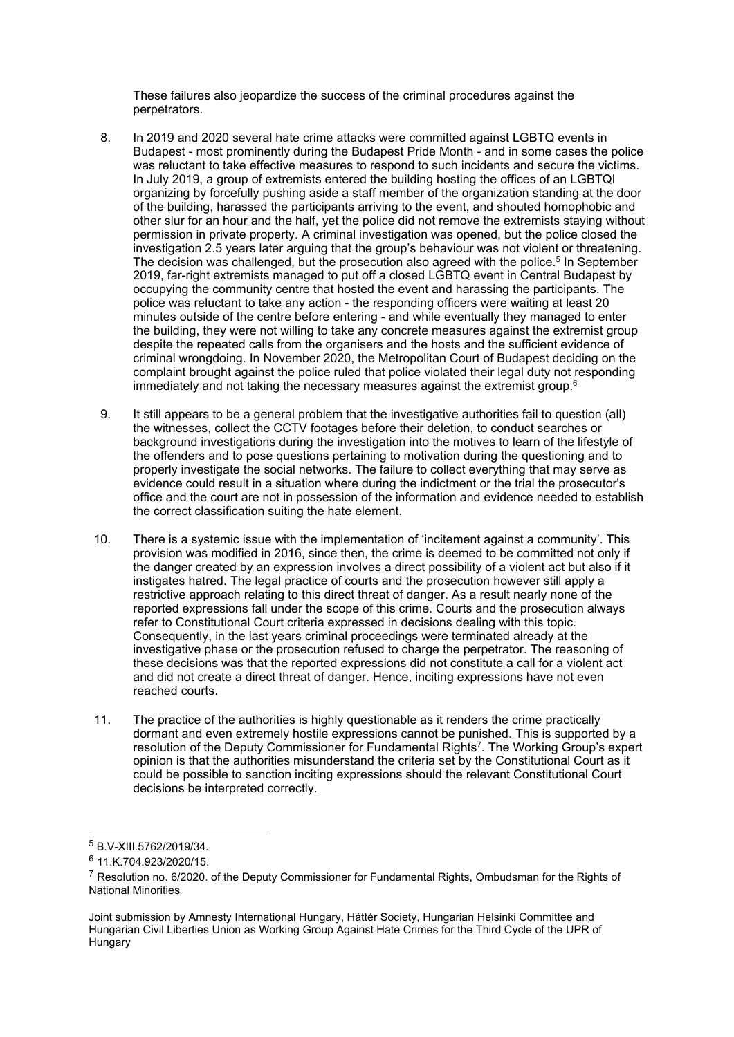These failures also jeopardize the success of the criminal procedures against the perpetrators.

8. In 2019 and 2020 several hate crime attacks were committed against LGBTQ events in Budapest - most prominently during the Budapest Pride Month - and in some cases the police was reluctant to take effective measures to respond to such incidents and secure the victims. In July 2019, a group of extremists entered the building hosting the offices of an LGBTQI organizing by forcefully pushing aside a staff member of the organization standing at the door of the building, harassed the participants arriving to the event, and shouted homophobic and other slur for an hour and the half, yet the police did not remove the extremists staying without permission in private property. A criminal investigation was opened, but the police closed the investigation 2.5 years later arguing that the group's behaviour was not violent or threatening. The decision was challenged, but the prosecution also agreed with the police.[5] In September 2019, far-right extremists managed to put off a closed LGBTQ event in Central Budapest by occupying the community centre that hosted the event and harassing the participants. The police was reluctant to take any action - the responding officers were waiting at least 20 minutes outside of the centre before entering - and while eventually they managed to enter the building, they were not willing to take any concrete measures against the extremist group despite the repeated calls from the organisers and the hosts and the sufficient evidence of criminal wrongdoing. In November 2020, the Metropolitan Court of Budapest deciding on the complaint brought against the police ruled that police violated their legal duty not responding immediately and not taking the necessary measures against the extremist group.[6]

9. It still appears to be a general problem that the investigative authorities fail to question (all) the witnesses, collect the CCTV footages before their deletion, to conduct searches or background investigations during the investigation into the motives to learn of the lifestyle of the offenders and to pose questions pertaining to motivation during the questioning and to properly investigate the social networks. The failure to collect everything that may serve as evidence could result in a situation where during the indictment or the trial the prosecutor's office and the court are not in possession of the information and evidence needed to establish the correct classification suiting the hate element.

10. There is a systemic issue with the implementation of 'incitement against a community'. This provision was modified in 2016, since then, the crime is deemed to be committed not only if the danger created by an expression involves a direct possibility of a violent act but also if it instigates hatred. The legal practice of courts and the prosecution however still apply a restrictive approach relating to this direct threat of danger. As a result nearly none of the reported expressions fall under the scope of this crime. Courts and the prosecution always refer to Constitutional Court criteria expressed in decisions dealing with this topic. Consequently, in the last years criminal proceedings were terminated already at the investigative phase or the prosecution refused to charge the perpetrator. The reasoning of these decisions was that the reported expressions did not constitute a call for a violent act and did not create a direct threat of danger. Hence, inciting expressions have not even reached courts.

11. The practice of the authorities is highly questionable as it renders the crime practically dormant and even extremely hostile expressions cannot be punished. This is supported by a resolution of the Deputy Commissioner for Fundamental Rights[7]. The Working Group's expert opinion is that the authorities misunderstand the criteria set by the Constitutional Court as it could be possible to sanction inciting expressions should the relevant Constitutional Court decisions be interpreted correctly.

---

[5] B.V-XIII.5762/2019/34.

[6] 11.K.704.923/2020/15.

[7] Resolution no. 6/2020. of the Deputy Commissioner for Fundamental Rights, Ombudsman for the Rights of National Minorities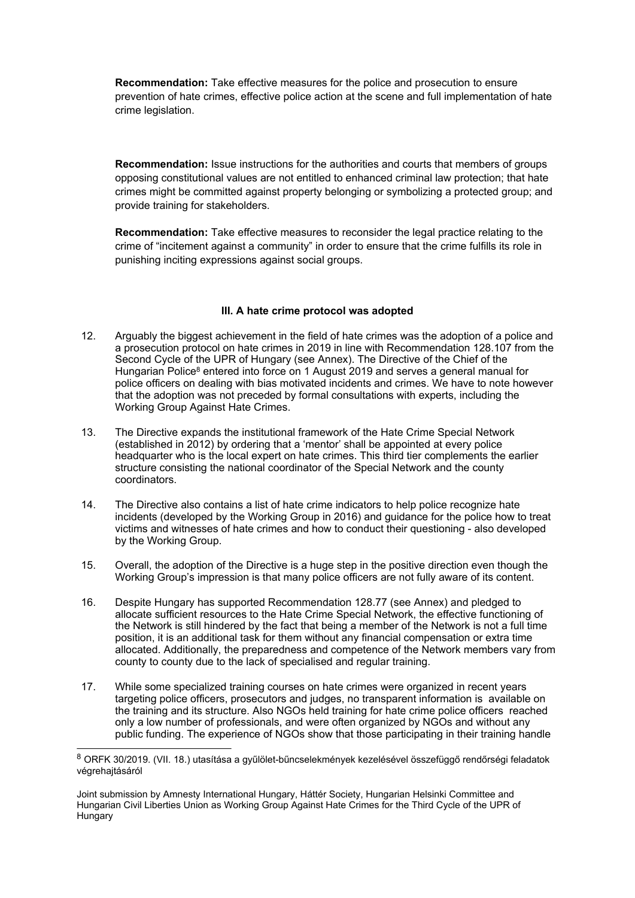**Recommendation:** Take effective measures for the police and prosecution to ensure prevention of hate crimes, effective police action at the scene and full implementation of hate crime legislation.

**Recommendation:** Issue instructions for the authorities and courts that members of groups opposing constitutional values are not entitled to enhanced criminal law protection; that hate crimes might be committed against property belonging or symbolizing a protected group; and provide training for stakeholders.

**Recommendation:** Take effective measures to reconsider the legal practice relating to the crime of "incitement against a community" in order to ensure that the crime fulfills its role in punishing inciting expressions against social groups.

### III. A hate crime protocol was adopted

12. Arguably the biggest achievement in the field of hate crimes was the adoption of a police and a prosecution protocol on hate crimes in 2019 in line with Recommendation 128.107 from the Second Cycle of the UPR of Hungary (see Annex). The Directive of the Chief of the Hungarian Police[8] entered into force on 1 August 2019 and serves a general manual for police officers on dealing with bias motivated incidents and crimes. We have to note however that the adoption was not preceded by formal consultations with experts, including the Working Group Against Hate Crimes.

13. The Directive expands the institutional framework of the Hate Crime Special Network (established in 2012) by ordering that a 'mentor' shall be appointed at every police headquarter who is the local expert on hate crimes. This third tier complements the earlier structure consisting the national coordinator of the Special Network and the county coordinators.

14. The Directive also contains a list of hate crime indicators to help police recognize hate incidents (developed by the Working Group in 2016) and guidance for the police how to treat victims and witnesses of hate crimes and how to conduct their questioning - also developed by the Working Group.

15. Overall, the adoption of the Directive is a huge step in the positive direction even though the Working Group's impression is that many police officers are not fully aware of its content.

16. Despite Hungary has supported Recommendation 128.77 (see Annex) and pledged to allocate sufficient resources to the Hate Crime Special Network, the effective functioning of the Network is still hindered by the fact that being a member of the Network is not a full time position, it is an additional task for them without any financial compensation or extra time allocated. Additionally, the preparedness and competence of the Network members vary from county to county due to the lack of specialised and regular training.

17. While some specialized training courses on hate crimes were organized in recent years targeting police officers, prosecutors and judges, no transparent information is available on the training and its structure. Also NGOs held training for hate crime police officers reached only a low number of professionals, and were often organized by NGOs and without any public funding. The experience of NGOs show that those participating in their training handle

---

[8] ORFK 30/2019. (VII. 18.) utasítása a gyűlölet-bűncselekmények kezelésével összefüggő rendőrségi feladatok végrehajtásáról

Joint submission by Amnesty International Hungary, Háttér Society, Hungarian Helsinki Committee and Hungarian Civil Liberties Union as Working Group Against Hate Crimes for the Third Cycle of the UPR of Hungary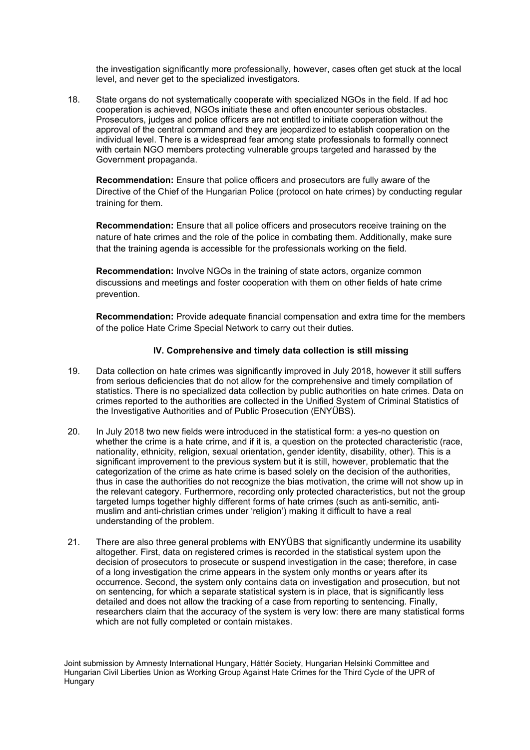the investigation significantly more professionally, however, cases often get stuck at the local level, and never get to the specialized investigators.

18. State organs do not systematically cooperate with specialized NGOs in the field. If ad hoc cooperation is achieved, NGOs initiate these and often encounter serious obstacles. Prosecutors, judges and police officers are not entitled to initiate cooperation without the approval of the central command and they are jeopardized to establish cooperation on the individual level. There is a widespread fear among state professionals to formally connect with certain NGO members protecting vulnerable groups targeted and harassed by the Government propaganda.

**Recommendation:** Ensure that police officers and prosecutors are fully aware of the Directive of the Chief of the Hungarian Police (protocol on hate crimes) by conducting regular training for them.

**Recommendation:** Ensure that all police officers and prosecutors receive training on the nature of hate crimes and the role of the police in combating them. Additionally, make sure that the training agenda is accessible for the professionals working on the field.

**Recommendation:** Involve NGOs in the training of state actors, organize common discussions and meetings and foster cooperation with them on other fields of hate crime prevention.

**Recommendation:** Provide adequate financial compensation and extra time for the members of the police Hate Crime Special Network to carry out their duties.

### IV. Comprehensive and timely data collection is still missing

19. Data collection on hate crimes was significantly improved in July 2018, however it still suffers from serious deficiencies that do not allow for the comprehensive and timely compilation of statistics. There is no specialized data collection by public authorities on hate crimes. Data on crimes reported to the authorities are collected in the Unified System of Criminal Statistics of the Investigative Authorities and of Public Prosecution (ENYÜBS).

20. In July 2018 two new fields were introduced in the statistical form: a yes-no question on whether the crime is a hate crime, and if it is, a question on the protected characteristic (race, nationality, ethnicity, religion, sexual orientation, gender identity, disability, other). This is a significant improvement to the previous system but it is still, however, problematic that the categorization of the crime as hate crime is based solely on the decision of the authorities, thus in case the authorities do not recognize the bias motivation, the crime will not show up in the relevant category. Furthermore, recording only protected characteristics, but not the group targeted lumps together highly different forms of hate crimes (such as anti-semitic, anti-muslim and anti-christian crimes under 'religion') making it difficult to have a real understanding of the problem.

21. There are also three general problems with ENYÜBS that significantly undermine its usability altogether. First, data on registered crimes is recorded in the statistical system upon the decision of prosecutors to prosecute or suspend investigation in the case; therefore, in case of a long investigation the crime appears in the system only months or years after its occurrence. Second, the system only contains data on investigation and prosecution, but not on sentencing, for which a separate statistical system is in place, that is significantly less detailed and does not allow the tracking of a case from reporting to sentencing. Finally, researchers claim that the accuracy of the system is very low: there are many statistical forms which are not fully completed or contain mistakes.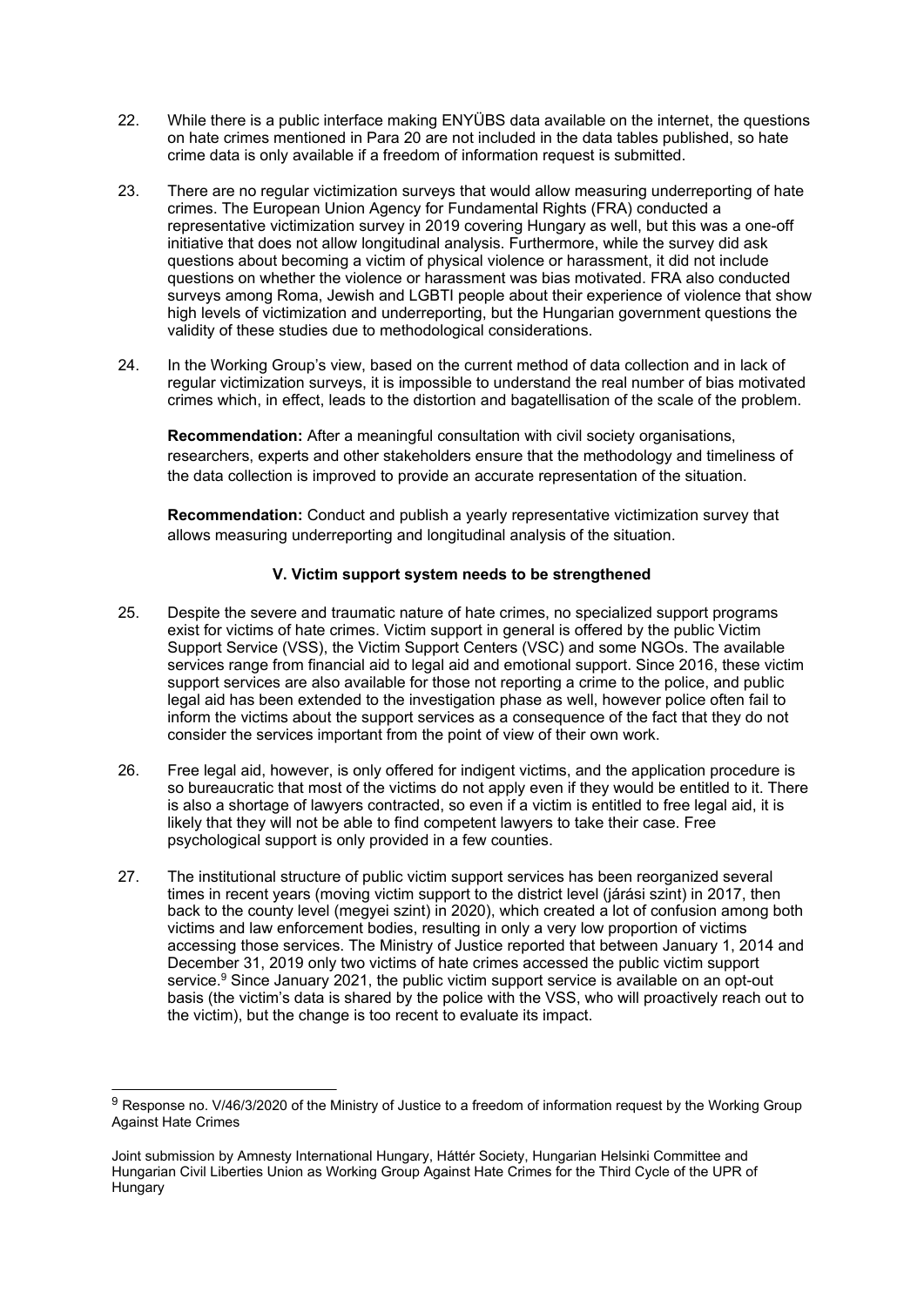22. While there is a public interface making ENYÜBS data available on the internet, the questions on hate crimes mentioned in Para 20 are not included in the data tables published, so hate crime data is only available if a freedom of information request is submitted.

23. There are no regular victimization surveys that would allow measuring underreporting of hate crimes. The European Union Agency for Fundamental Rights (FRA) conducted a representative victimization survey in 2019 covering Hungary as well, but this was a one-off initiative that does not allow longitudinal analysis. Furthermore, while the survey did ask questions about becoming a victim of physical violence or harassment, it did not include questions on whether the violence or harassment was bias motivated. FRA also conducted surveys among Roma, Jewish and LGBTI people about their experience of violence that show high levels of victimization and underreporting, but the Hungarian government questions the validity of these studies due to methodological considerations.

24. In the Working Group's view, based on the current method of data collection and in lack of regular victimization surveys, it is impossible to understand the real number of bias motivated crimes which, in effect, leads to the distortion and bagatellisation of the scale of the problem.

**Recommendation:** After a meaningful consultation with civil society organisations, researchers, experts and other stakeholders ensure that the methodology and timeliness of the data collection is improved to provide an accurate representation of the situation.

**Recommendation:** Conduct and publish a yearly representative victimization survey that allows measuring underreporting and longitudinal analysis of the situation.

### V. Victim support system needs to be strengthened

25. Despite the severe and traumatic nature of hate crimes, no specialized support programs exist for victims of hate crimes. Victim support in general is offered by the public Victim Support Service (VSS), the Victim Support Centers (VSC) and some NGOs. The available services range from financial aid to legal aid and emotional support. Since 2016, these victim support services are also available for those not reporting a crime to the police, and public legal aid has been extended to the investigation phase as well, however police often fail to inform the victims about the support services as a consequence of the fact that they do not consider the services important from the point of view of their own work.

26. Free legal aid, however, is only offered for indigent victims, and the application procedure is so bureaucratic that most of the victims do not apply even if they would be entitled to it. There is also a shortage of lawyers contracted, so even if a victim is entitled to free legal aid, it is likely that they will not be able to find competent lawyers to take their case. Free psychological support is only provided in a few counties.

27. The institutional structure of public victim support services has been reorganized several times in recent years (moving victim support to the district level (járási szint) in 2017, then back to the county level (megyei szint) in 2020), which created a lot of confusion among both victims and law enforcement bodies, resulting in only a very low proportion of victims accessing those services. The Ministry of Justice reported that between January 1, 2014 and December 31, 2019 only two victims of hate crimes accessed the public victim support service.[9] Since January 2021, the public victim support service is available on an opt-out basis (the victim's data is shared by the police with the VSS, who will proactively reach out to the victim), but the change is too recent to evaluate its impact.

[9] Response no. V/46/3/2020 of the Ministry of Justice to a freedom of information request by the Working Group Against Hate Crimes

Joint submission by Amnesty International Hungary, Háttér Society, Hungarian Helsinki Committee and Hungarian Civil Liberties Union as Working Group Against Hate Crimes for the Third Cycle of the UPR of Hungary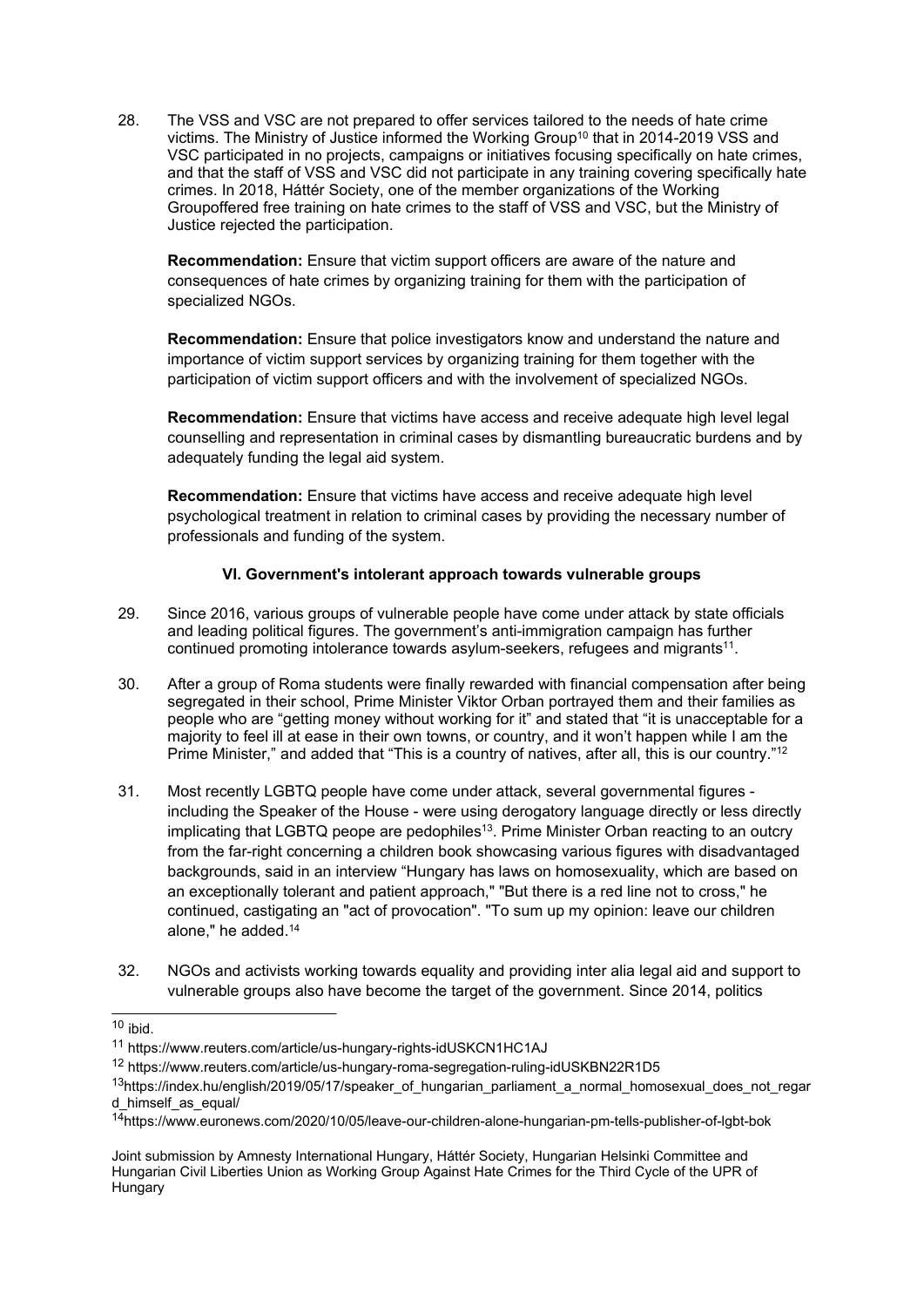28. The VSS and VSC are not prepared to offer services tailored to the needs of hate crime victims. The Ministry of Justice informed the Working Group[10] that in 2014-2019 VSS and VSC participated in no projects, campaigns or initiatives focusing specifically on hate crimes, and that the staff of VSS and VSC did not participate in any training covering specifically hate crimes. In 2018, Háttér Society, one of the member organizations of the Working Groupoffered free training on hate crimes to the staff of VSS and VSC, but the Ministry of Justice rejected the participation.

    **Recommendation:** Ensure that victim support officers are aware of the nature and consequences of hate crimes by organizing training for them with the participation of specialized NGOs.

    **Recommendation:** Ensure that police investigators know and understand the nature and importance of victim support services by organizing training for them together with the participation of victim support officers and with the involvement of specialized NGOs.

    **Recommendation:** Ensure that victims have access and receive adequate high level legal counselling and representation in criminal cases by dismantling bureaucratic burdens and by adequately funding the legal aid system.

    **Recommendation:** Ensure that victims have access and receive adequate high level psychological treatment in relation to criminal cases by providing the necessary number of professionals and funding of the system.

### VI. Government's intolerant approach towards vulnerable groups

29. Since 2016, various groups of vulnerable people have come under attack by state officials and leading political figures. The government's anti-immigration campaign has further continued promoting intolerance towards asylum-seekers, refugees and migrants[11].

30. After a group of Roma students were finally rewarded with financial compensation after being segregated in their school, Prime Minister Viktor Orban portrayed them and their families as people who are "getting money without working for it" and stated that "it is unacceptable for a majority to feel ill at ease in their own towns, or country, and it won't happen while I am the Prime Minister," and added that "This is a country of natives, after all, this is our country."[12]

31. Most recently LGBTQ people have come under attack, several governmental figures - including the Speaker of the House - were using derogatory language directly or less directly implicating that LGBTQ peope are pedophiles[13]. Prime Minister Orban reacting to an outcry from the far-right concerning a children book showcasing various figures with disadvantaged backgrounds, said in an interview "Hungary has laws on homosexuality, which are based on an exceptionally tolerant and patient approach," "But there is a red line not to cross," he continued, castigating an "act of provocation". "To sum up my opinion: leave our children alone," he added.[14]

32. NGOs and activists working towards equality and providing inter alia legal aid and support to vulnerable groups also have become the target of the government. Since 2014, politics

---

[10] ibid.

[11] https://www.reuters.com/article/us-hungary-rights-idUSKCN1HC1AJ

[12] https://www.reuters.com/article/us-hungary-roma-segregation-ruling-idUSKBN22R1D5

[13] https://index.hu/english/2019/05/17/speaker_of_hungarian_parliament_a_normal_homosexual_does_not_regard_himself_as_equal/

[14] https://www.euronews.com/2020/10/05/leave-our-children-alone-hungarian-pm-tells-publisher-of-lgbt-bok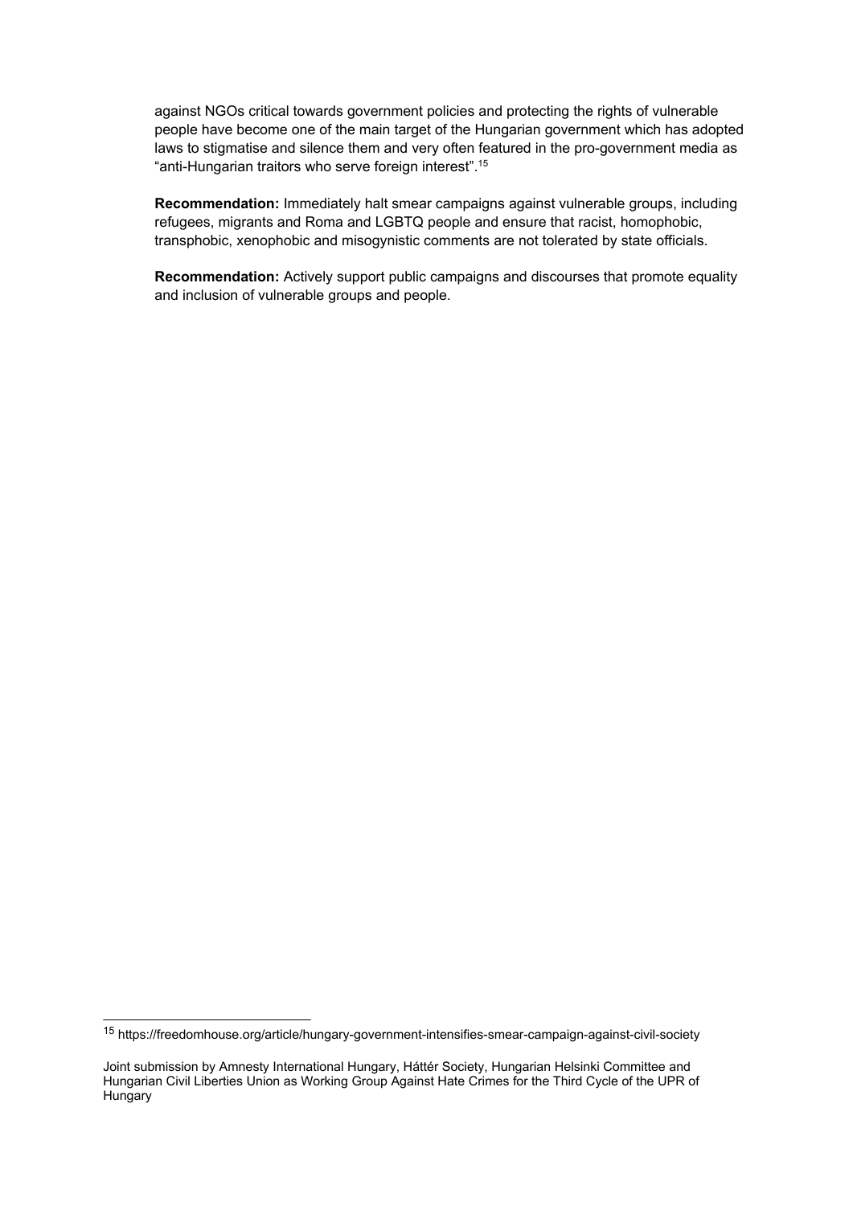against NGOs critical towards government policies and protecting the rights of vulnerable people have become one of the main target of the Hungarian government which has adopted laws to stigmatise and silence them and very often featured in the pro-government media as “anti-Hungarian traitors who serve foreign interest”.[15]

**Recommendation:** Immediately halt smear campaigns against vulnerable groups, including refugees, migrants and Roma and LGBTQ people and ensure that racist, homophobic, transphobic, xenophobic and misogynistic comments are not tolerated by state officials.

**Recommendation:** Actively support public campaigns and discourses that promote equality and inclusion of vulnerable groups and people.

---

[15] https://freedomhouse.org/article/hungary-government-intensifies-smear-campaign-against-civil-society